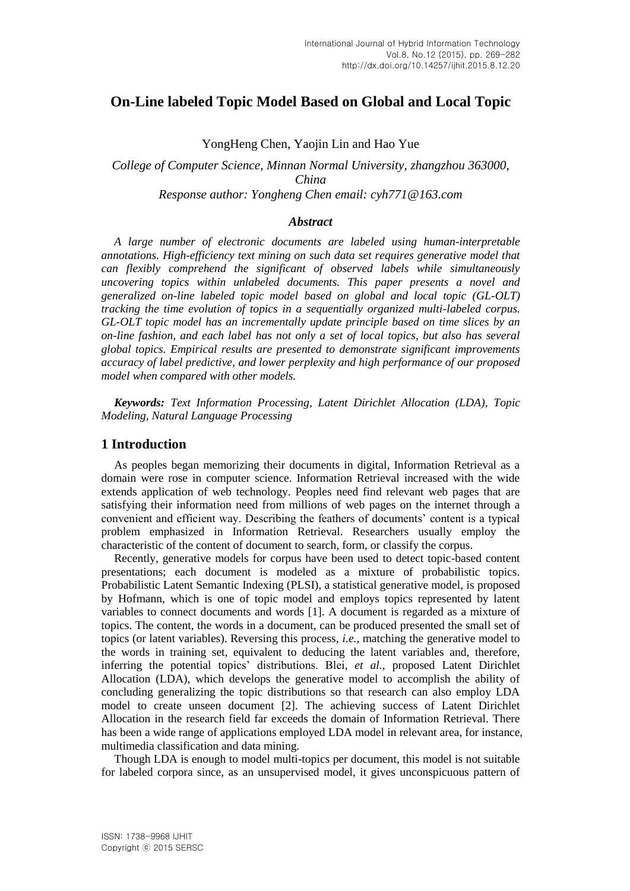# On-Line labeled Topic Model Based on Global and Local Topic

YongHeng Chen, Yaojin Lin and Hao Yue

*College of Computer Science, Minnan Normal University, zhangzhou 363000, China*
*Response author: Yongheng Chen email: cyh771@163.com*

### *Abstract*

*A large number of electronic documents are labeled using human-interpretable annotations. High-efficiency text mining on such data set requires generative model that can flexibly comprehend the significant of observed labels while simultaneously uncovering topics within unlabeled documents. This paper presents a novel and generalized on-line labeled topic model based on global and local topic (GL-OLT) tracking the time evolution of topics in a sequentially organized multi-labeled corpus. GL-OLT topic model has an incrementally update principle based on time slices by an on-line fashion, and each label has not only a set of local topics, but also has several global topics. Empirical results are presented to demonstrate significant improvements accuracy of label predictive, and lower perplexity and high performance of our proposed model when compared with other models.*

***Keywords:*** *Text Information Processing, Latent Dirichlet Allocation (LDA), Topic Modeling, Natural Language Processing*

## 1 Introduction

As peoples began memorizing their documents in digital, Information Retrieval as a domain were rose in computer science. Information Retrieval increased with the wide extends application of web technology. Peoples need find relevant web pages that are satisfying their information need from millions of web pages on the internet through a convenient and efficient way. Describing the feathers of documents' content is a typical problem emphasized in Information Retrieval. Researchers usually employ the characteristic of the content of document to search, form, or classify the corpus.

Recently, generative models for corpus have been used to detect topic-based content presentations; each document is modeled as a mixture of probabilistic topics. Probabilistic Latent Semantic Indexing (PLSI), a statistical generative model, is proposed by Hofmann, which is one of topic model and employs topics represented by latent variables to connect documents and words [1]. A document is regarded as a mixture of topics. The content, the words in a document, can be produced presented the small set of topics (or latent variables). Reversing this process, *i.e.,* matching the generative model to the words in training set, equivalent to deducing the latent variables and, therefore, inferring the potential topics' distributions. Blei, *et al.,* proposed Latent Dirichlet Allocation (LDA), which develops the generative model to accomplish the ability of concluding generalizing the topic distributions so that research can also employ LDA model to create unseen document [2]. The achieving success of Latent Dirichlet Allocation in the research field far exceeds the domain of Information Retrieval. There has been a wide range of applications employed LDA model in relevant area, for instance, multimedia classification and data mining.

Though LDA is enough to model multi-topics per document, this model is not suitable for labeled corpora since, as an unsupervised model, it gives unconspicuous pattern of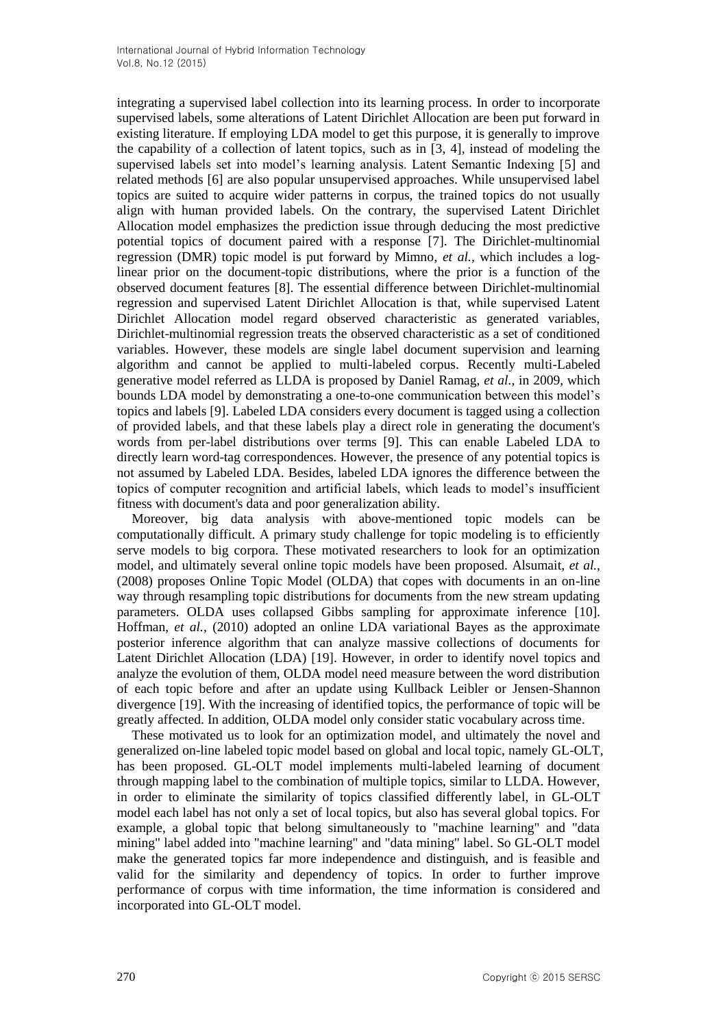integrating a supervised label collection into its learning process. In order to incorporate supervised labels, some alterations of Latent Dirichlet Allocation are been put forward in existing literature. If employing LDA model to get this purpose, it is generally to improve the capability of a collection of latent topics, such as in [3, 4], instead of modeling the supervised labels set into model's learning analysis. Latent Semantic Indexing [5] and related methods [6] are also popular unsupervised approaches. While unsupervised label topics are suited to acquire wider patterns in corpus, the trained topics do not usually align with human provided labels. On the contrary, the supervised Latent Dirichlet Allocation model emphasizes the prediction issue through deducing the most predictive potential topics of document paired with a response [7]. The Dirichlet-multinomial regression (DMR) topic model is put forward by Mimno, *et al.*, which includes a log-linear prior on the document-topic distributions, where the prior is a function of the observed document features [8]. The essential difference between Dirichlet-multinomial regression and supervised Latent Dirichlet Allocation is that, while supervised Latent Dirichlet Allocation model regard observed characteristic as generated variables, Dirichlet-multinomial regression treats the observed characteristic as a set of conditioned variables. However, these models are single label document supervision and learning algorithm and cannot be applied to multi-labeled corpus. Recently multi-Labeled generative model referred as LLDA is proposed by Daniel Ramag, *et al.*, in 2009, which bounds LDA model by demonstrating a one-to-one communication between this model's topics and labels [9]. Labeled LDA considers every document is tagged using a collection of provided labels, and that these labels play a direct role in generating the document's words from per-label distributions over terms [9]. This can enable Labeled LDA to directly learn word-tag correspondences. However, the presence of any potential topics is not assumed by Labeled LDA. Besides, labeled LDA ignores the difference between the topics of computer recognition and artificial labels, which leads to model's insufficient fitness with document's data and poor generalization ability.

Moreover, big data analysis with above-mentioned topic models can be computationally difficult. A primary study challenge for topic modeling is to efficiently serve models to big corpora. These motivated researchers to look for an optimization model, and ultimately several online topic models have been proposed. Alsumait, *et al.*, (2008) proposes Online Topic Model (OLDA) that copes with documents in an on-line way through resampling topic distributions for documents from the new stream updating parameters. OLDA uses collapsed Gibbs sampling for approximate inference [10]. Hoffman, *et al.*, (2010) adopted an online LDA variational Bayes as the approximate posterior inference algorithm that can analyze massive collections of documents for Latent Dirichlet Allocation (LDA) [19]. However, in order to identify novel topics and analyze the evolution of them, OLDA model need measure between the word distribution of each topic before and after an update using Kullback Leibler or Jensen-Shannon divergence [19]. With the increasing of identified topics, the performance of topic will be greatly affected. In addition, OLDA model only consider static vocabulary across time.

These motivated us to look for an optimization model, and ultimately the novel and generalized on-line labeled topic model based on global and local topic, namely GL-OLT, has been proposed. GL-OLT model implements multi-labeled learning of document through mapping label to the combination of multiple topics, similar to LLDA. However, in order to eliminate the similarity of topics classified differently label, in GL-OLT model each label has not only a set of local topics, but also has several global topics. For example, a global topic that belong simultaneously to "machine learning" and "data mining" label added into "machine learning" and "data mining" label. So GL-OLT model make the generated topics far more independence and distinguish, and is feasible and valid for the similarity and dependency of topics. In order to further improve performance of corpus with time information, the time information is considered and incorporated into GL-OLT model.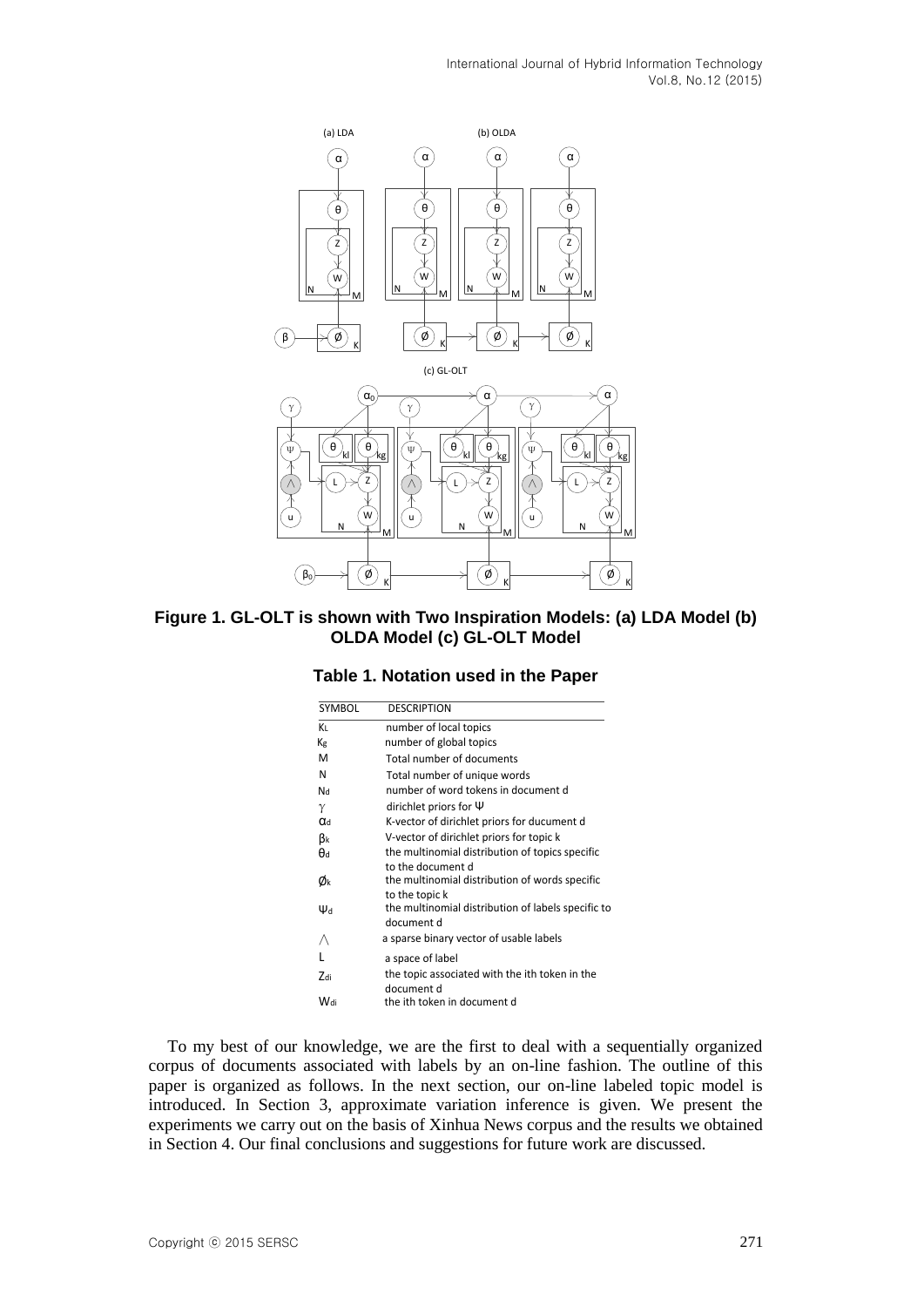**Figure 1. GL-OLT is shown with Two Inspiration Models: (a) LDA Model (b) OLDA Model (c) GL-OLT Model**

**Table 1. Notation used in the Paper**

| SYMBOL | DESCRIPTION |
|---|---|
| $K_L$ | number of local topics |
| $K_g$ | number of global topics |
| M | Total number of documents |
| N | Total number of unique words |
| $N_d$ | number of word tokens in document d |
| $\gamma$ | dirichlet priors for $\Psi$ |
| $\alpha_d$ | K-vector of dirichlet priors for ducument d |
| $\beta_k$ | V-vector of dirichlet priors for topic k |
| $\theta_d$ | the multinomial distribution of topics specific to the document d |
| $\emptyset_k$ | the multinomial distribution of words specific to the topic k |
| $\Psi_d$ | the multinomial distribution of labels specific to document d |
| $\wedge$ | a sparse binary vector of usable labels |
| L | a space of label |
| $Z_{di}$ | the topic associated with the ith token in the document d |
| $W_{di}$ | the ith token in document d |

To my best of our knowledge, we are the first to deal with a sequentially organized corpus of documents associated with labels by an on-line fashion. The outline of this paper is organized as follows. In the next section, our on-line labeled topic model is introduced. In Section 3, approximate variation inference is given. We present the experiments we carry out on the basis of Xinhua News corpus and the results we obtained in Section 4. Our final conclusions and suggestions for future work are discussed.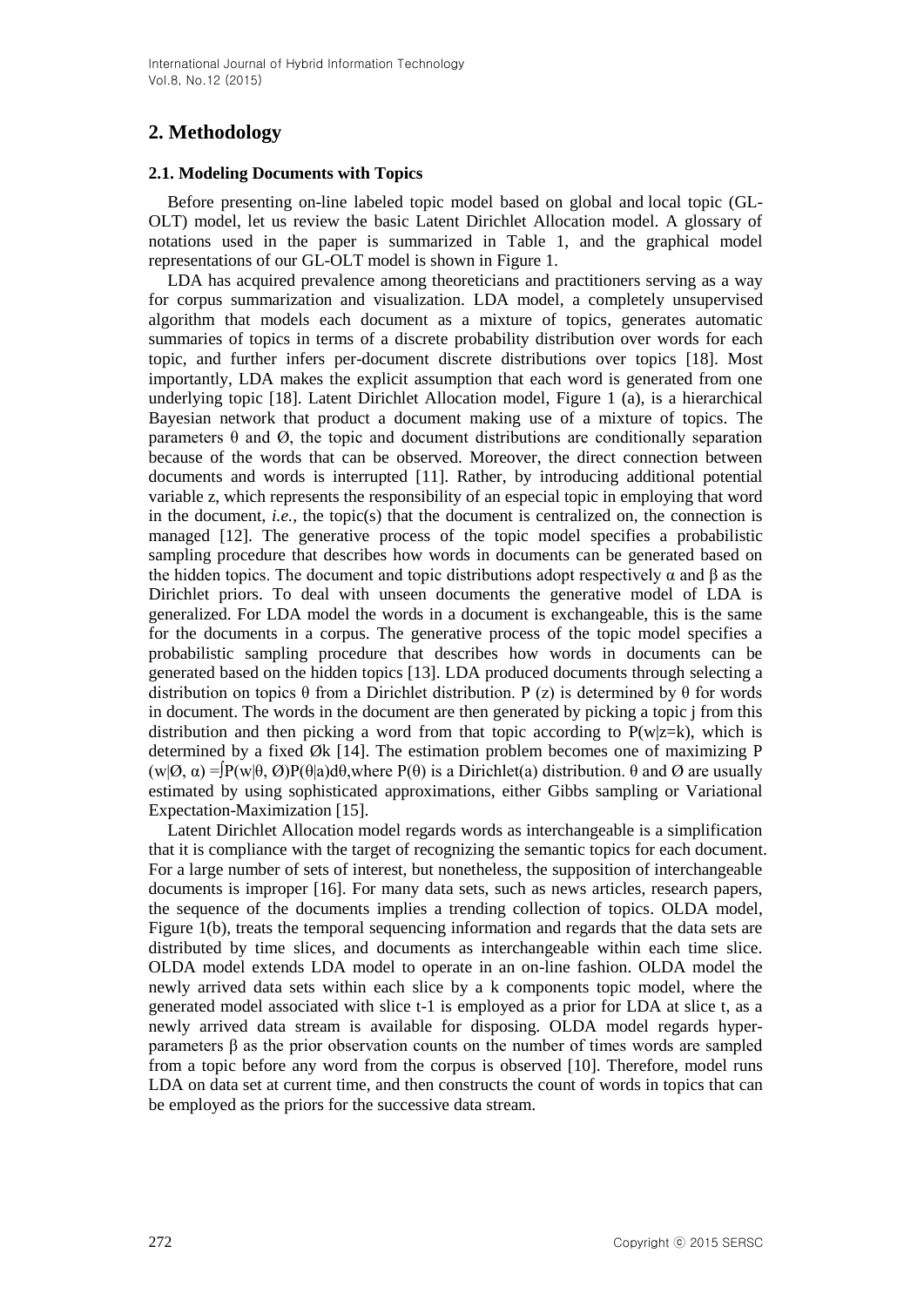## 2. Methodology

### 2.1. Modeling Documents with Topics

Before presenting on-line labeled topic model based on global and local topic (GL-OLT) model, let us review the basic Latent Dirichlet Allocation model. A glossary of notations used in the paper is summarized in Table 1, and the graphical model representations of our GL-OLT model is shown in Figure 1.

LDA has acquired prevalence among theoreticians and practitioners serving as a way for corpus summarization and visualization. LDA model, a completely unsupervised algorithm that models each document as a mixture of topics, generates automatic summaries of topics in terms of a discrete probability distribution over words for each topic, and further infers per-document discrete distributions over topics [18]. Most importantly, LDA makes the explicit assumption that each word is generated from one underlying topic [18]. Latent Dirichlet Allocation model, Figure 1 (a), is a hierarchical Bayesian network that product a document making use of a mixture of topics. The parameters $\theta$ and $\emptyset$, the topic and document distributions are conditionally separation because of the words that can be observed. Moreover, the direct connection between documents and words is interrupted [11]. Rather, by introducing additional potential variable z, which represents the responsibility of an especial topic in employing that word in the document, *i.e.,* the topic(s) that the document is centralized on, the connection is managed [12]. The generative process of the topic model specifies a probabilistic sampling procedure that describes how words in documents can be generated based on the hidden topics. The document and topic distributions adopt respectively $\alpha$ and $\beta$ as the Dirichlet priors. To deal with unseen documents the generative model of LDA is generalized. For LDA model the words in a document is exchangeable, this is the same for the documents in a corpus. The generative process of the topic model specifies a probabilistic sampling procedure that describes how words in documents can be generated based on the hidden topics [13]. LDA produced documents through selecting a distribution on topics $\theta$ from a Dirichlet distribution. P (z) is determined by $\theta$ for words in document. The words in the document are then generated by picking a topic j from this distribution and then picking a word from that topic according to $P(w|z=k)$, which is determined by a fixed $\emptyset k$ [14]. The estimation problem becomes one of maximizing $P(w|\emptyset, \alpha) = \int P(w|\theta, \emptyset)P(\theta|a)d\theta$, where $P(\theta)$ is a Dirichlet(a) distribution. $\theta$ and $\emptyset$ are usually estimated by using sophisticated approximations, either Gibbs sampling or Variational Expectation-Maximization [15].

Latent Dirichlet Allocation model regards words as interchangeable is a simplification that it is compliance with the target of recognizing the semantic topics for each document. For a large number of sets of interest, but nonetheless, the supposition of interchangeable documents is improper [16]. For many data sets, such as news articles, research papers, the sequence of the documents implies a trending collection of topics. OLDA model, Figure 1(b), treats the temporal sequencing information and regards that the data sets are distributed by time slices, and documents as interchangeable within each time slice. OLDA model extends LDA model to operate in an on-line fashion. OLDA model the newly arrived data sets within each slice by a k components topic model, where the generated model associated with slice t-1 is employed as a prior for LDA at slice t, as a newly arrived data stream is available for disposing. OLDA model regards hyper-parameters $\beta$ as the prior observation counts on the number of times words are sampled from a topic before any word from the corpus is observed [10]. Therefore, model runs LDA on data set at current time, and then constructs the count of words in topics that can be employed as the priors for the successive data stream.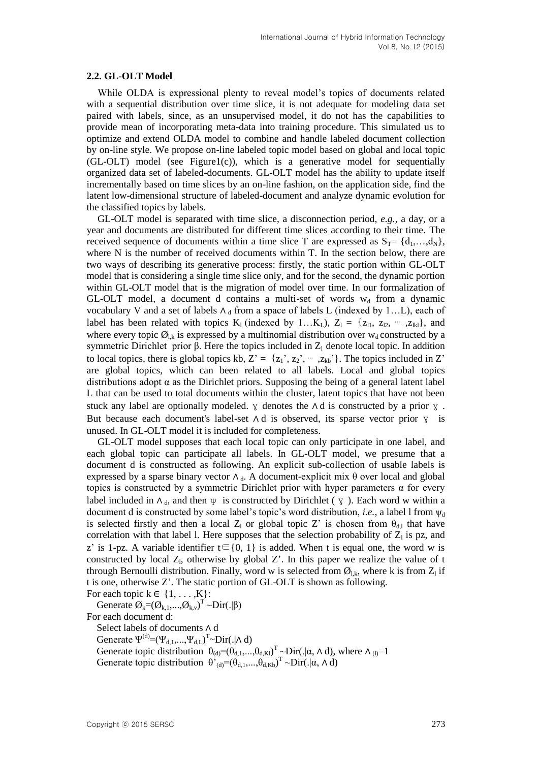### 2.2. GL-OLT Model

While OLDA is expressional plenty to reveal model's topics of documents related with a sequential distribution over time slice, it is not adequate for modeling data set paired with labels, since, as an unsupervised model, it do not has the capabilities to provide mean of incorporating meta-data into training procedure. This simulated us to optimize and extend OLDA model to combine and handle labeled document collection by on-line style. We propose on-line labeled topic model based on global and local topic (GL-OLT) model (see Figure1(c)), which is a generative model for sequentially organized data set of labeled-documents. GL-OLT model has the ability to update itself incrementally based on time slices by an on-line fashion, on the application side, find the latent low-dimensional structure of labeled-document and analyze dynamic evolution for the classified topics by labels.

GL-OLT model is separated with time slice, a disconnection period, *e.g.,* a day, or a year and documents are distributed for different time slices according to their time. The received sequence of documents within a time slice T are expressed as $S_T= \{d_1,\ldots,d_N\}$, where N is the number of received documents within T. In the section below, there are two ways of describing its generative process: firstly, the static portion within GL-OLT model that is considering a single time slice only, and for the second, the dynamic portion within GL-OLT model that is the migration of model over time. In our formalization of GL-OLT model, a document d contains a multi-set of words $w_d$ from a dynamic vocabulary V and a set of labels $\wedge_d$ from a space of labels L (indexed by 1…L), each of label has been related with topics $K_l$ (indexed by $1\ldots K_L$), $Z_l = \{z_{l1}, z_{l2}, \cdots, z_{lkl}\}$, and where every topic $\emptyset_{l,k}$ is expressed by a multinomial distribution over $w_d$ constructed by a symmetric Dirichlet prior β. Here the topics included in $Z_l$ denote local topic. In addition to local topics, there is global topics kb, $Z' = \{z_1', z_2', \cdots, z_{kb}'\}$. The topics included in Z' are global topics, which can been related to all labels. Local and global topics distributions adopt α as the Dirichlet priors. Supposing the being of a general latent label L that can be used to total documents within the cluster, latent topics that have not been stuck any label are optionally modeled. ɣ denotes the ∧d is constructed by a prior ɣ. But because each document's label-set ∧d is observed, its sparse vector prior ɣ is unused. In GL-OLT model it is included for completeness.

GL-OLT model supposes that each local topic can only participate in one label, and each global topic can participate all labels. In GL-OLT model, we presume that a document d is constructed as following. An explicit sub-collection of usable labels is expressed by a sparse binary vector $\wedge_d$. A document-explicit mix θ over local and global topics is constructed by a symmetric Dirichlet prior with hyper parameters α for every label included in $\wedge_d$, and then ψ is constructed by Dirichlet (ɣ). Each word w within a document d is constructed by some label's topic's word distribution, *i.e.,* a label l from $\psi_d$ is selected firstly and then a local $Z_l$ or global topic Z' is chosen from $\theta_{d,l}$ that have correlation with that label l. Here supposes that the selection probability of $Z_l$ is pz, and z' is 1-pz. A variable identifier $t\in\{0, 1\}$ is added. When t is equal one, the word w is constructed by local $Z_l$, otherwise by global Z'. In this paper we realize the value of t through Bernoulli distribution. Finally, word w is selected from $\emptyset_{l,k}$, where k is from $Z_l$ if t is one, otherwise Z'. The static portion of GL-OLT is shown as following.

For each topic $k\in \{1, \ldots ,K\}$:

Generate $\emptyset_k=(\emptyset_{k,1},\ldots,\emptyset_{k,v})^T \sim Dir(.|\beta)$

For each document d:

Select labels of documents ∧d

Generate $\Psi^{(d)}=(\Psi_{d,1},\ldots,\Psi_{d,L})^T \sim Dir(.|\wedge d)$

Generate topic distribution $\theta_{(d)}=(\theta_{d,1},\ldots,\theta_{d,Kl})^T \sim Dir(.|\alpha, \wedge d)$, where $\wedge_{(l)}=1$

Generate topic distribution $\theta'_{(d)}=(\theta_{d,1},\ldots,\theta_{d,Kb})^T \sim Dir(.|\alpha, \wedge d)$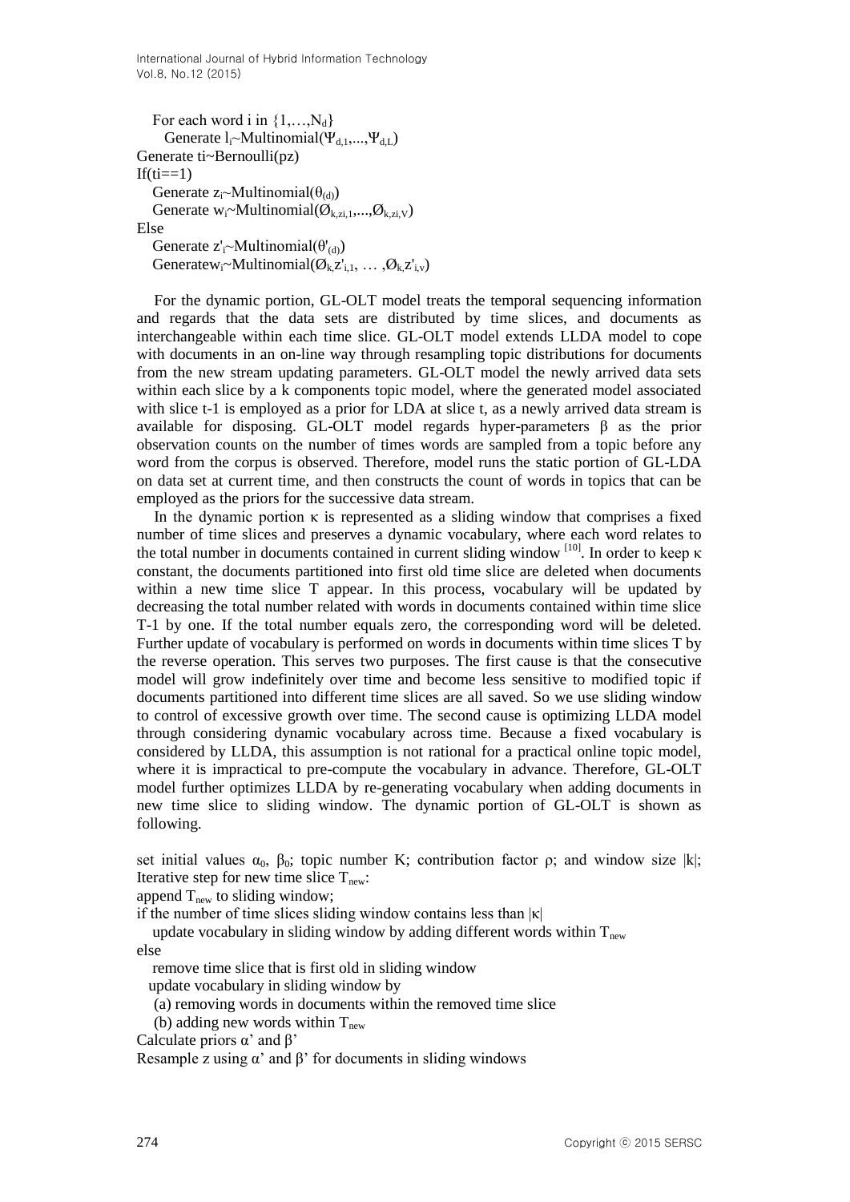For each word i in $\{1,\ldots,N_d\}$

Generate $l_i$~Multinomial($\Psi_{d,1},\ldots,\Psi_{d,L}$)

Generate ti~Bernoulli(pz)

If(ti==1)

Generate $z_i$~Multinomial($\theta_{(d)}$)

Generate $w_i$~Multinomial($\varnothing_{k,zi,1},\ldots,\varnothing_{k,zi,V}$)

Else

Generate $z'_i$~Multinomial($\theta'_{(d)}$)

Generatew$_i$~Multinomial($\varnothing_{k,}z'_{i,1}, \ldots ,\varnothing_{k,}z'_{i,v}$)

For the dynamic portion, GL-OLT model treats the temporal sequencing information and regards that the data sets are distributed by time slices, and documents as interchangeable within each time slice. GL-OLT model extends LLDA model to cope with documents in an on-line way through resampling topic distributions for documents from the new stream updating parameters. GL-OLT model the newly arrived data sets within each slice by a k components topic model, where the generated model associated with slice t-1 is employed as a prior for LDA at slice t, as a newly arrived data stream is available for disposing. GL-OLT model regards hyper-parameters β as the prior observation counts on the number of times words are sampled from a topic before any word from the corpus is observed. Therefore, model runs the static portion of GL-LDA on data set at current time, and then constructs the count of words in topics that can be employed as the priors for the successive data stream.

In the dynamic portion κ is represented as a sliding window that comprises a fixed number of time slices and preserves a dynamic vocabulary, where each word relates to the total number in documents contained in current sliding window [10]. In order to keep κ constant, the documents partitioned into first old time slice are deleted when documents within a new time slice T appear. In this process, vocabulary will be updated by decreasing the total number related with words in documents contained within time slice T-1 by one. If the total number equals zero, the corresponding word will be deleted. Further update of vocabulary is performed on words in documents within time slices T by the reverse operation. This serves two purposes. The first cause is that the consecutive model will grow indefinitely over time and become less sensitive to modified topic if documents partitioned into different time slices are all saved. So we use sliding window to control of excessive growth over time. The second cause is optimizing LLDA model through considering dynamic vocabulary across time. Because a fixed vocabulary is considered by LLDA, this assumption is not rational for a practical online topic model, where it is impractical to pre-compute the vocabulary in advance. Therefore, GL-OLT model further optimizes LLDA by re-generating vocabulary when adding documents in new time slice to sliding window. The dynamic portion of GL-OLT is shown as following.

set initial values $\alpha_0$, $\beta_0$; topic number K; contribution factor ρ; and window size |k|;

Iterative step for new time slice $T_{new}$:

append $T_{new}$ to sliding window;

if the number of time slices sliding window contains less than |κ|

update vocabulary in sliding window by adding different words within $T_{new}$

else

remove time slice that is first old in sliding window

update vocabulary in sliding window by

(a) removing words in documents within the removed time slice

(b) adding new words within $T_{new}$

Calculate priors α' and β'

Resample z using α' and β' for documents in sliding windows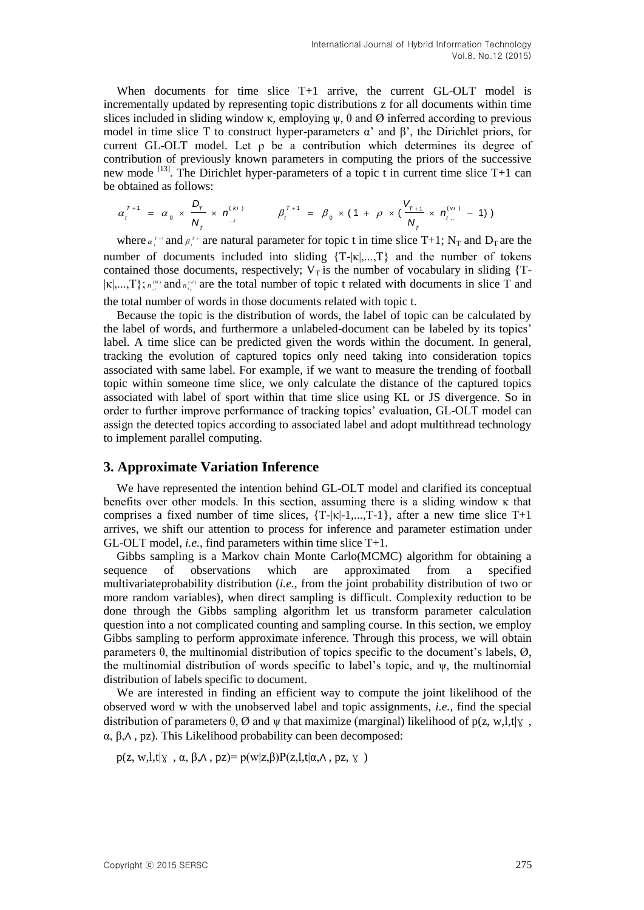When documents for time slice T+1 arrive, the current GL-OLT model is incrementally updated by representing topic distributions z for all documents within time slices included in sliding window κ, employing ψ, θ and Ø inferred according to previous model in time slice T to construct hyper-parameters α' and β', the Dirichlet priors, for current GL-OLT model. Let ρ be a contribution which determines its degree of contribution of previously known parameters in computing the priors of the successive new mode [13]. The Dirichlet hyper-parameters of a topic t in current time slice T+1 can be obtained as follows:

$$\alpha_t^{T+1} = \alpha_0 \times \frac{D_T}{N_T} \times n_{\cdot,t}^{(ki)} \qquad \beta_t^{T+1} = \beta_0 \times (1 + \rho \times (\frac{V_{T+1}}{N_T} \times n_{t,\cdot}^{(vi)} - 1))$$

where $\alpha_t^{T+1}$ and $\beta_t^{T+1}$ are natural parameter for topic t in time slice T+1; $N_T$ and $D_T$ are the number of documents included into sliding {T-|κ|,...,T} and the number of tokens contained those documents, respectively; $V_T$ is the number of vocabulary in sliding {T-|κ|,...,T}; $n_{\cdot,t}^{(ki)}$ and $n_{t,\cdot}^{(vi)}$ are the total number of topic t related with documents in slice T and the total number of words in those documents related with topic t.

Because the topic is the distribution of words, the label of topic can be calculated by the label of words, and furthermore a unlabeled-document can be labeled by its topics' label. A time slice can be predicted given the words within the document. In general, tracking the evolution of captured topics only need taking into consideration topics associated with same label. For example, if we want to measure the trending of football topic within someone time slice, we only calculate the distance of the captured topics associated with label of sport within that time slice using KL or JS divergence. So in order to further improve performance of tracking topics' evaluation, GL-OLT model can assign the detected topics according to associated label and adopt multithread technology to implement parallel computing.

## 3. Approximate Variation Inference

We have represented the intention behind GL-OLT model and clarified its conceptual benefits over other models. In this section, assuming there is a sliding window κ that comprises a fixed number of time slices, {T-|κ|-1,...,T-1}, after a new time slice T+1 arrives, we shift our attention to process for inference and parameter estimation under GL-OLT model, *i.e.,* find parameters within time slice T+1.

Gibbs sampling is a Markov chain Monte Carlo(MCMC) algorithm for obtaining a sequence of observations which are approximated from a specified multivariateprobability distribution (*i.e.,* from the joint probability distribution of two or more random variables), when direct sampling is difficult. Complexity reduction to be done through the Gibbs sampling algorithm let us transform parameter calculation question into a not complicated counting and sampling course. In this section, we employ Gibbs sampling to perform approximate inference. Through this process, we will obtain parameters θ, the multinomial distribution of topics specific to the document's labels, Ø, the multinomial distribution of words specific to label's topic, and ψ, the multinomial distribution of labels specific to document.

We are interested in finding an efficient way to compute the joint likelihood of the observed word w with the unobserved label and topic assignments, *i.e.,* find the special distribution of parameters θ, Ø and ψ that maximize (marginal) likelihood of p(z, w,l,t|ɣ , α, β,Λ , pz). This Likelihood probability can been decomposed:

$$p(z, w,l,t|\gamma , \alpha, \beta,\Lambda , pz)= p(w|z,\beta)P(z,l,t|\alpha,\Lambda , pz, \gamma )$$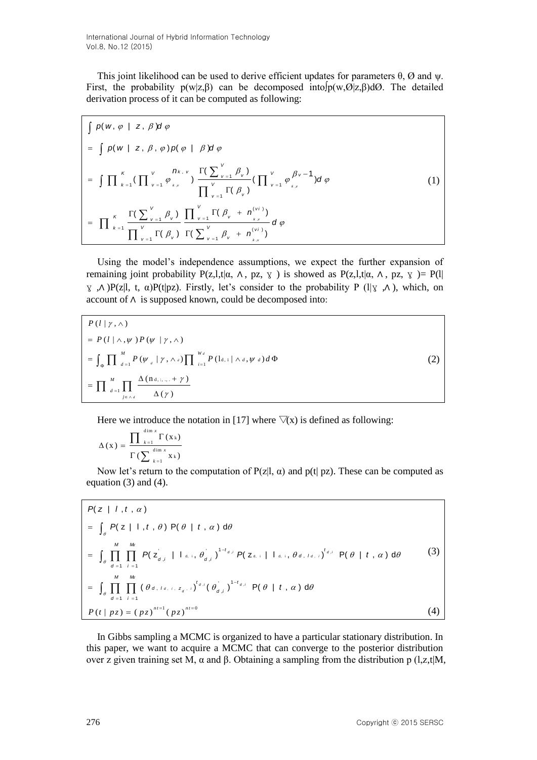This joint likelihood can be used to derive efficient updates for parameters θ, Ø and ψ. First, the probability p(w|z,β) can be decomposed into∫p(w,Ø|z,β)dØ. The detailed derivation process of it can be computed as following:

$$
\begin{aligned}
&\int p(w,\varphi \mid z,\beta)d\varphi \\
&= \int p(w \mid z,\beta,\varphi)p(\varphi \mid \beta)d\varphi \\
&= \int \prod_{k=1}^{K}\left(\prod_{v=1}^{V}\varphi_{k,v}^{n_{k,v}}\right)\frac{\Gamma(\sum_{v=1}^{V}\beta_v)}{\prod_{v=1}^{V}\Gamma(\beta_v)}\left(\prod_{v=1}^{V}\varphi_{k,v}^{\beta_v-1}\right)d\varphi \\
&= \prod_{k=1}^{K}\frac{\Gamma(\sum_{v=1}^{V}\beta_v)}{\prod_{v=1}^{V}\Gamma(\beta_v)}\frac{\prod_{v=1}^{V}\Gamma(\beta_v+n_{k,v}^{(vi)})}{\Gamma(\sum_{v=1}^{V}\beta_v+n_{k,v}^{(vi)})}d\varphi
\end{aligned}
\tag{1}
$$

Using the model's independence assumptions, we expect the further expansion of remaining joint probability P(z,l,t|α, ∧, pz, ɣ) is showed as P(z,l,t|α, ∧, pz, ɣ)= P(l| ɣ ,∧)P(z|l, t, α)P(t|pz). Firstly, let's consider to the probability P (l|ɣ ,∧), which, on account of ∧ is supposed known, could be decomposed into:

$$
\begin{aligned}
&P(l \mid \gamma,\wedge) \\
&= P(l \mid \wedge,\psi)P(\psi \mid \gamma,\wedge) \\
&= \int_{\Phi}\prod_{d=1}^{M}P(\psi_d \mid \gamma,\wedge_d)\prod_{i=1}^{W_d}P(l_{d,i} \mid \wedge_d,\psi_d)d\Phi \\
&= \prod_{d=1}^{M}\prod_{j\in\wedge_d}\frac{\Delta(n_{d,:,.,.}+\gamma)}{\Delta(\gamma)}
\end{aligned}
\tag{2}
$$

Here we introduce the notation in [17] where ▽(x) is defined as following:

$$
\Delta(x) = \frac{\prod_{k=1}^{\dim x}\Gamma(x_k)}{\Gamma(\sum_{k=1}^{\dim x}x_k)}
$$

Now let's return to the computation of P(z|l, α) and p(t| pz). These can be computed as equation (3) and (4).

$$
\begin{aligned}
&P(z \mid l,t,\alpha) \\
&= \int_{\theta}P(z \mid l,t,\theta)\,P(\theta \mid t,\alpha)\,d\theta \\
&= \int_{\theta}\prod_{d=1}^{M}\prod_{i=1}^{M_d}P(z_{d,i}^{'} \mid l_{d,i},\theta_{d,i}^{'})^{1-t_{d,i}}P(z_{d,i} \mid l_{d,i},\theta_{d,l_{d,i}})^{t_{d,i}}\,P(\theta \mid t,\alpha)\,d\theta \\
&= \int_{\theta}\prod_{d=1}^{M}\prod_{i=1}^{M_d}(\theta_{d,l_{d,i},z_{d,i}})^{t_{d,i}}(\theta_{d,i}^{'})^{1-t_{d,i}}\,P(\theta \mid t,\alpha)\,d\theta
\end{aligned}
\tag{3}
$$

$$
P(t \mid pz) = (pz)^{nt=1}(pz)^{nt=0} \tag{4}
$$

In Gibbs sampling a MCMC is organized to have a particular stationary distribution. In this paper, we want to acquire a MCMC that can converge to the posterior distribution over z given training set M, α and β. Obtaining a sampling from the distribution p (l,z,t|M,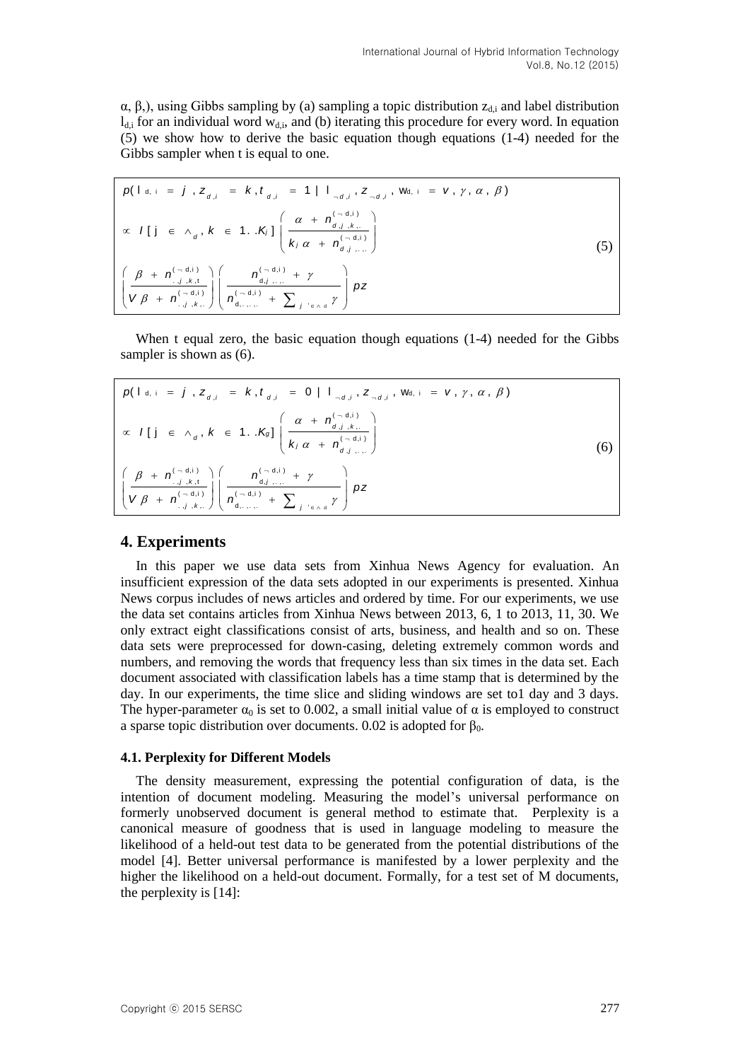$\alpha$, $\beta$,), using Gibbs sampling by (a) sampling a topic distribution $z_{d,i}$ and label distribution $l_{d,i}$ for an individual word $w_{d,i}$, and (b) iterating this procedure for every word. In equation (5) we show how to derive the basic equation though equations (1-4) needed for the Gibbs sampler when t is equal to one.

$$
\begin{aligned}
& p(l_{d,i} = j, z_{d,i} = k, t_{d,i} = 1 \mid l_{\neg d,i}, z_{\neg d,i}, w_{d,i} = v, \gamma, \alpha, \beta) \\
& \propto I[j \in \wedge_d, k \in 1..K_j] \left( \frac{\alpha + n_{d,j,k,\cdot}^{(\neg d,i)}}{k_j \alpha + n_{d,j,\cdot,\cdot}^{(\neg d,i)}} \right) \\
& \left( \frac{\beta + n_{\cdot,j,k,t}^{(\neg d,i)}}{V\beta + n_{\cdot,j,k,\cdot}^{(\neg d,i)}} \right) \left( \frac{n_{d,j,\cdot,\cdot}^{(\neg d,i)} + \gamma}{n_{d,\cdot,\cdot,\cdot}^{(\neg d,i)} + \sum_{j' \in \wedge_d} \gamma} \right) pz
\end{aligned}
\tag{5}
$$

When t equal zero, the basic equation though equations (1-4) needed for the Gibbs sampler is shown as (6).

$$
\begin{aligned}
& p(l_{d,i} = j, z_{d,i} = k, t_{d,i} = 0 \mid l_{\neg d,i}, z_{\neg d,i}, w_{d,i} = v, \gamma, \alpha, \beta) \\
& \propto I[j \in \wedge_d, k \in 1..K_g] \left( \frac{\alpha + n_{d,j,k,\cdot}^{(\neg d,i)}}{k_j \alpha + n_{d,j,\cdot,\cdot}^{(\neg d,i)}} \right) \\
& \left( \frac{\beta + n_{\cdot,j,k,t}^{(\neg d,i)}}{V\beta + n_{\cdot,j,k,\cdot}^{(\neg d,i)}} \right) \left( \frac{n_{d,j,\cdot,\cdot}^{(\neg d,i)} + \gamma}{n_{d,\cdot,\cdot,\cdot}^{(\neg d,i)} + \sum_{j' \in \wedge_d} \gamma} \right) pz
\end{aligned}
\tag{6}
$$

## 4. Experiments

In this paper we use data sets from Xinhua News Agency for evaluation. An insufficient expression of the data sets adopted in our experiments is presented. Xinhua News corpus includes of news articles and ordered by time. For our experiments, we use the data set contains articles from Xinhua News between 2013, 6, 1 to 2013, 11, 30. We only extract eight classifications consist of arts, business, and health and so on. These data sets were preprocessed for down-casing, deleting extremely common words and numbers, and removing the words that frequency less than six times in the data set. Each document associated with classification labels has a time stamp that is determined by the day. In our experiments, the time slice and sliding windows are set to1 day and 3 days. The hyper-parameter $\alpha_0$ is set to 0.002, a small initial value of $\alpha$ is employed to construct a sparse topic distribution over documents. 0.02 is adopted for $\beta_0$.

### 4.1. Perplexity for Different Models

The density measurement, expressing the potential configuration of data, is the intention of document modeling. Measuring the model's universal performance on formerly unobserved document is general method to estimate that. Perplexity is a canonical measure of goodness that is used in language modeling to measure the likelihood of a held-out test data to be generated from the potential distributions of the model [4]. Better universal performance is manifested by a lower perplexity and the higher the likelihood on a held-out document. Formally, for a test set of M documents, the perplexity is [14]: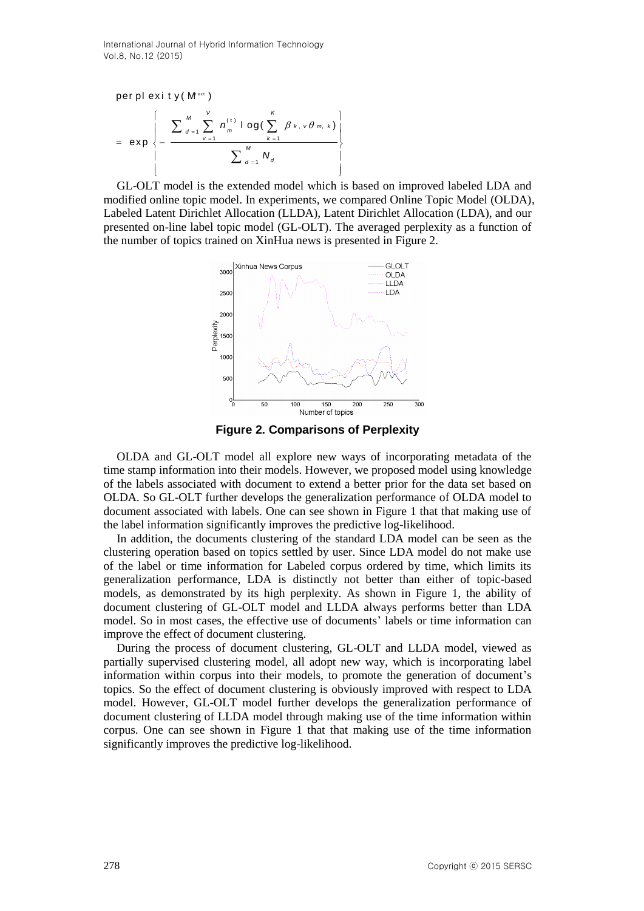$$\text{perplexity}(M^{text}) = \exp\left\{ - \frac{\sum_{d=1}^{M} \sum_{v=1}^{V} n_m^{(t)} \log(\sum_{k=1}^{K} \beta_{k,v} \theta_{m,k})}{\sum_{d=1}^{M} N_d} \right\}$$

GL-OLT model is the extended model which is based on improved labeled LDA and modified online topic model. In experiments, we compared Online Topic Model (OLDA), Labeled Latent Dirichlet Allocation (LLDA), Latent Dirichlet Allocation (LDA), and our presented on-line label topic model (GL-OLT). The averaged perplexity as a function of the number of topics trained on XinHua news is presented in Figure 2.

**Figure 2. Comparisons of Perplexity**

OLDA and GL-OLT model all explore new ways of incorporating metadata of the time stamp information into their models. However, we proposed model using knowledge of the labels associated with document to extend a better prior for the data set based on OLDA. So GL-OLT further develops the generalization performance of OLDA model to document associated with labels. One can see shown in Figure 1 that that making use of the label information significantly improves the predictive log-likelihood.

In addition, the documents clustering of the standard LDA model can be seen as the clustering operation based on topics settled by user. Since LDA model do not make use of the label or time information for Labeled corpus ordered by time, which limits its generalization performance, LDA is distinctly not better than either of topic-based models, as demonstrated by its high perplexity. As shown in Figure 1, the ability of document clustering of GL-OLT model and LLDA always performs better than LDA model. So in most cases, the effective use of documents' labels or time information can improve the effect of document clustering.

During the process of document clustering, GL-OLT and LLDA model, viewed as partially supervised clustering model, all adopt new way, which is incorporating label information within corpus into their models, to promote the generation of document's topics. So the effect of document clustering is obviously improved with respect to LDA model. However, GL-OLT model further develops the generalization performance of document clustering of LLDA model through making use of the time information within corpus. One can see shown in Figure 1 that that making use of the time information significantly improves the predictive log-likelihood.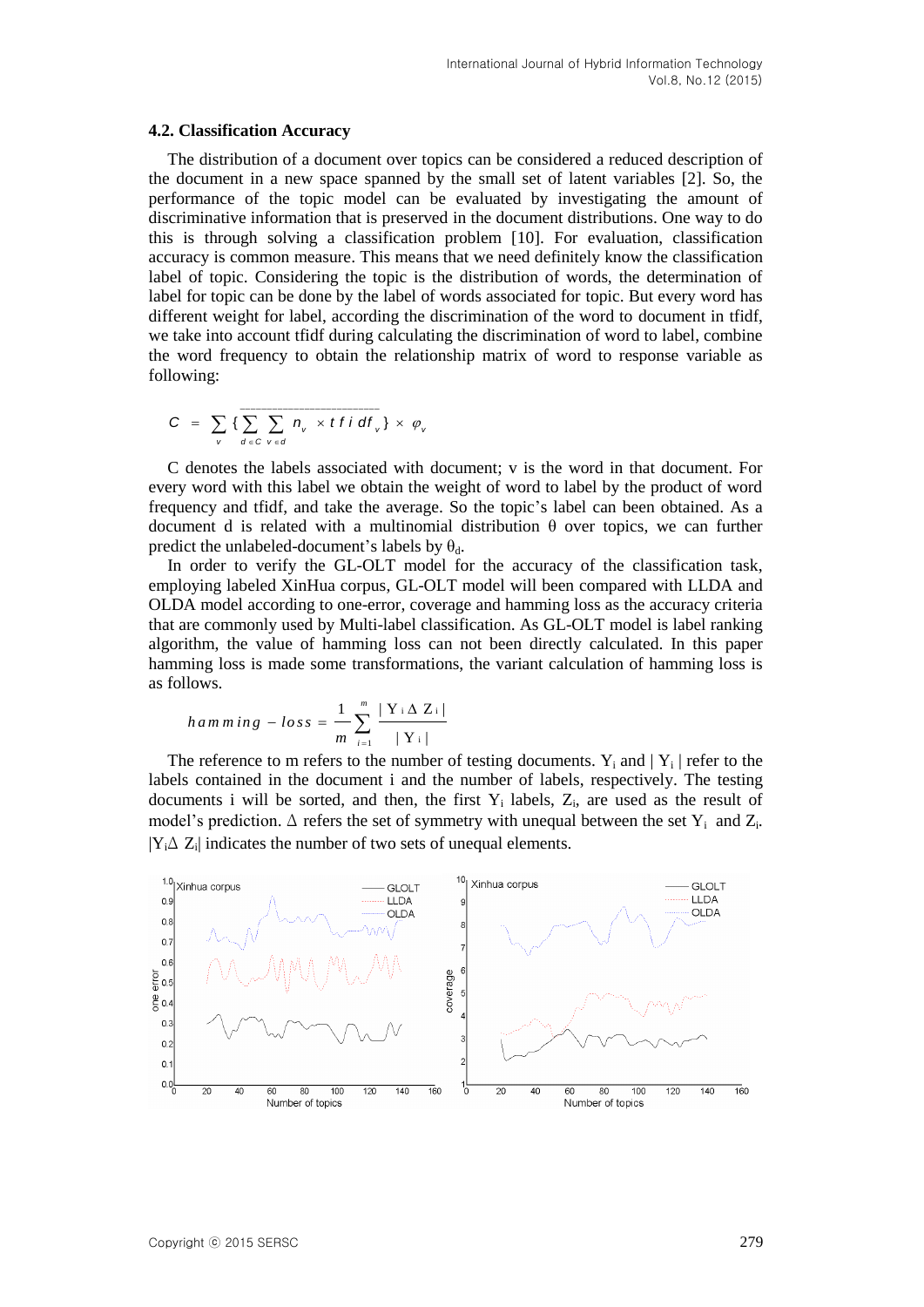### 4.2. Classification Accuracy

The distribution of a document over topics can be considered a reduced description of the document in a new space spanned by the small set of latent variables [2]. So, the performance of the topic model can be evaluated by investigating the amount of discriminative information that is preserved in the document distributions. One way to do this is through solving a classification problem [10]. For evaluation, classification accuracy is common measure. This means that we need definitely know the classification label of topic. Considering the topic is the distribution of words, the determination of label for topic can be done by the label of words associated for topic. But every word has different weight for label, according the discrimination of the word to document in tfidf, we take into account tfidf during calculating the discrimination of word to label, combine the word frequency to obtain the relationship matrix of word to response variable as following:

$$C = \sum_{v} \{ \overline{\sum_{d \in C} \sum_{v \in d} n_v \times tfidf_v} \} \times \varphi_v$$

C denotes the labels associated with document; v is the word in that document. For every word with this label we obtain the weight of word to label by the product of word frequency and tfidf, and take the average. So the topic's label can been obtained. As a document d is related with a multinomial distribution θ over topics, we can further predict the unlabeled-document's labels by $\theta_d$.

In order to verify the GL-OLT model for the accuracy of the classification task, employing labeled XinHua corpus, GL-OLT model will been compared with LLDA and OLDA model according to one-error, coverage and hamming loss as the accuracy criteria that are commonly used by Multi-label classification. As GL-OLT model is label ranking algorithm, the value of hamming loss can not been directly calculated. In this paper hamming loss is made some transformations, the variant calculation of hamming loss is as follows.

$$hamming - loss = \frac{1}{m} \sum_{i=1}^{m} \frac{|Y_i \Delta Z_i|}{|Y_i|}$$

The reference to m refers to the number of testing documents. $Y_i$ and $|Y_i|$ refer to the labels contained in the document i and the number of labels, respectively. The testing documents i will be sorted, and then, the first $Y_i$ labels, $Z_i$, are used as the result of model's prediction. $\Delta$ refers the set of symmetry with unequal between the set $Y_i$ and $Z_i$. $|Y_i \Delta Z_i|$ indicates the number of two sets of unequal elements.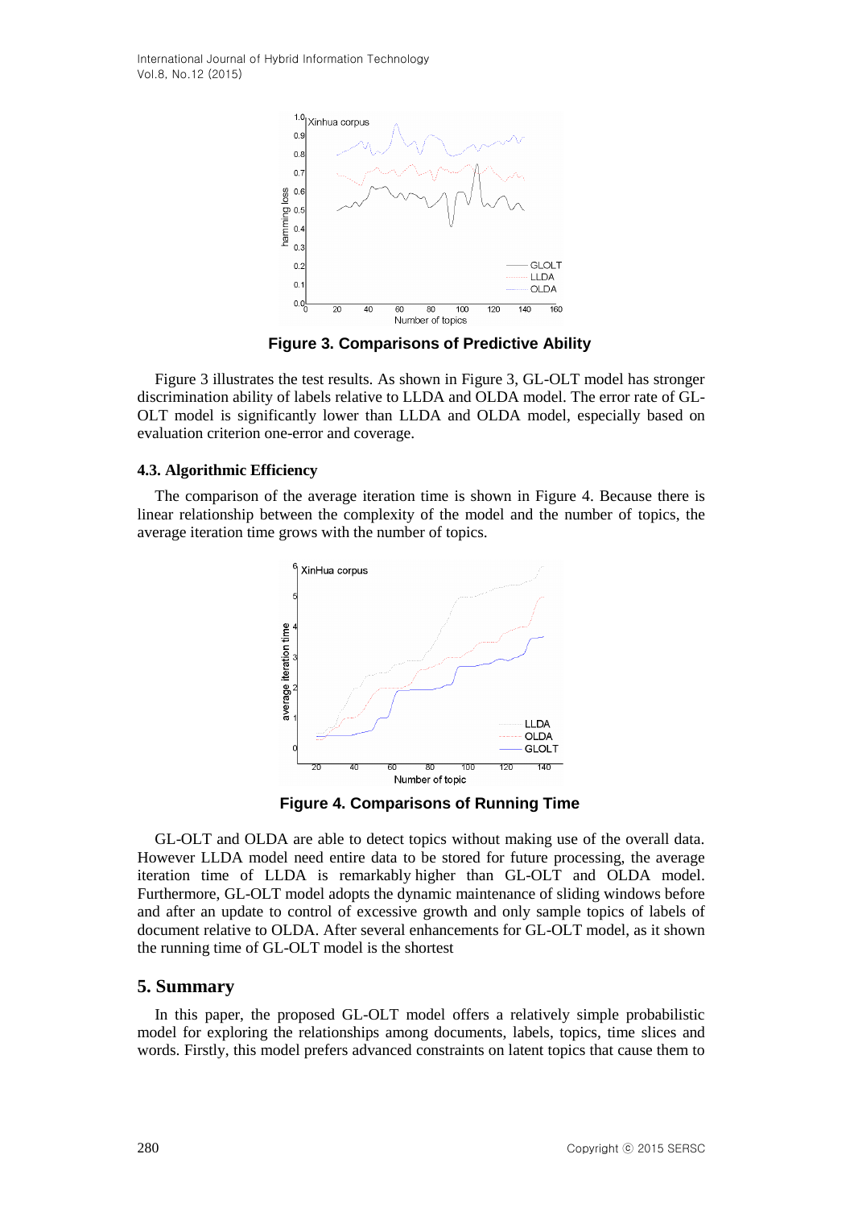**Figure 3. Comparisons of Predictive Ability**

Figure 3 illustrates the test results. As shown in Figure 3, GL-OLT model has stronger discrimination ability of labels relative to LLDA and OLDA model. The error rate of GL-OLT model is significantly lower than LLDA and OLDA model, especially based on evaluation criterion one-error and coverage.

### 4.3. Algorithmic Efficiency

The comparison of the average iteration time is shown in Figure 4. Because there is linear relationship between the complexity of the model and the number of topics, the average iteration time grows with the number of topics.

**Figure 4. Comparisons of Running Time**

GL-OLT and OLDA are able to detect topics without making use of the overall data. However LLDA model need entire data to be stored for future processing, the average iteration time of LLDA is remarkably higher than GL-OLT and OLDA model. Furthermore, GL-OLT model adopts the dynamic maintenance of sliding windows before and after an update to control of excessive growth and only sample topics of labels of document relative to OLDA. After several enhancements for GL-OLT model, as it shown the running time of GL-OLT model is the shortest

## 5. Summary

In this paper, the proposed GL-OLT model offers a relatively simple probabilistic model for exploring the relationships among documents, labels, topics, time slices and words. Firstly, this model prefers advanced constraints on latent topics that cause them to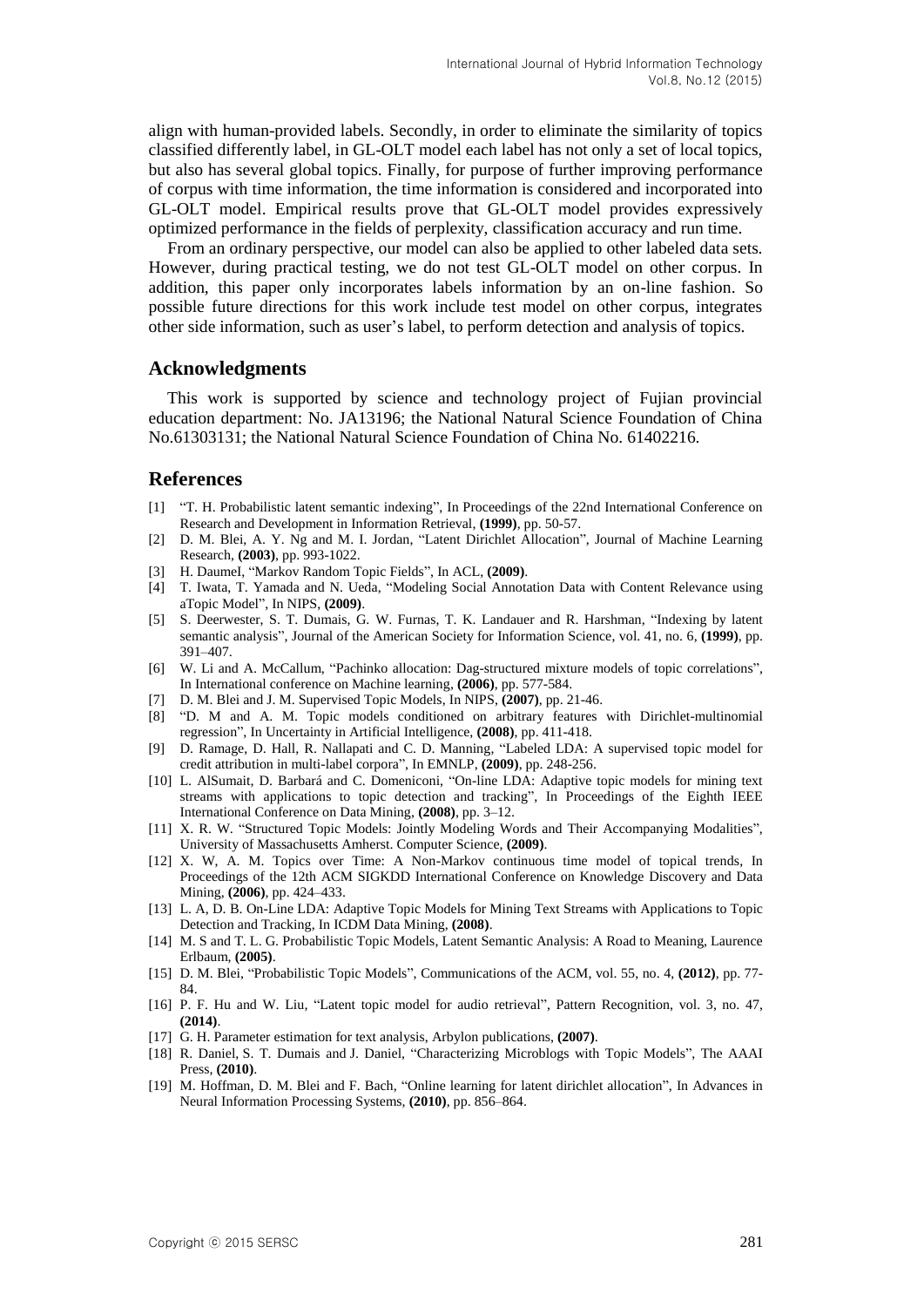align with human-provided labels. Secondly, in order to eliminate the similarity of topics classified differently label, in GL-OLT model each label has not only a set of local topics, but also has several global topics. Finally, for purpose of further improving performance of corpus with time information, the time information is considered and incorporated into GL-OLT model. Empirical results prove that GL-OLT model provides expressively optimized performance in the fields of perplexity, classification accuracy and run time.

From an ordinary perspective, our model can also be applied to other labeled data sets. However, during practical testing, we do not test GL-OLT model on other corpus. In addition, this paper only incorporates labels information by an on-line fashion. So possible future directions for this work include test model on other corpus, integrates other side information, such as user's label, to perform detection and analysis of topics.

## Acknowledgments

This work is supported by science and technology project of Fujian provincial education department: No. JA13196; the National Natural Science Foundation of China No.61303131; the National Natural Science Foundation of China No. 61402216.

## References

[1] "T. H. Probabilistic latent semantic indexing", In Proceedings of the 22nd International Conference on Research and Development in Information Retrieval, **(1999)**, pp. 50-57.

[2] D. M. Blei, A. Y. Ng and M. I. Jordan, "Latent Dirichlet Allocation", Journal of Machine Learning Research, **(2003)**, pp. 993-1022.

[3] H. DaumeI, "Markov Random Topic Fields", In ACL, **(2009)**.

[4] T. Iwata, T. Yamada and N. Ueda, "Modeling Social Annotation Data with Content Relevance using aTopic Model", In NIPS, **(2009)**.

[5] S. Deerwester, S. T. Dumais, G. W. Furnas, T. K. Landauer and R. Harshman, "Indexing by latent semantic analysis", Journal of the American Society for Information Science, vol. 41, no. 6, **(1999)**, pp. 391–407.

[6] W. Li and A. McCallum, "Pachinko allocation: Dag-structured mixture models of topic correlations", In International conference on Machine learning, **(2006)**, pp. 577-584.

[7] D. M. Blei and J. M. Supervised Topic Models, In NIPS, **(2007)**, pp. 21-46.

[8] "D. M and A. M. Topic models conditioned on arbitrary features with Dirichlet-multinomial regression", In Uncertainty in Artificial Intelligence, **(2008)**, pp. 411-418.

[9] D. Ramage, D. Hall, R. Nallapati and C. D. Manning, "Labeled LDA: A supervised topic model for credit attribution in multi-label corpora", In EMNLP, **(2009)**, pp. 248-256.

[10] L. AlSumait, D. Barbará and C. Domeniconi, "On-line LDA: Adaptive topic models for mining text streams with applications to topic detection and tracking", In Proceedings of the Eighth IEEE International Conference on Data Mining, **(2008)**, pp. 3–12.

[11] X. R. W. "Structured Topic Models: Jointly Modeling Words and Their Accompanying Modalities", University of Massachusetts Amherst. Computer Science, **(2009)**.

[12] X. W, A. M. Topics over Time: A Non-Markov continuous time model of topical trends, In Proceedings of the 12th ACM SIGKDD International Conference on Knowledge Discovery and Data Mining, **(2006)**, pp. 424–433.

[13] L. A, D. B. On-Line LDA: Adaptive Topic Models for Mining Text Streams with Applications to Topic Detection and Tracking, In ICDM Data Mining, **(2008)**.

[14] M. S and T. L. G. Probabilistic Topic Models, Latent Semantic Analysis: A Road to Meaning, Laurence Erlbaum, **(2005)**.

[15] D. M. Blei, "Probabilistic Topic Models", Communications of the ACM, vol. 55, no. 4, **(2012)**, pp. 77-84.

[16] P. F. Hu and W. Liu, "Latent topic model for audio retrieval", Pattern Recognition, vol. 3, no. 47, **(2014)**.

[17] G. H. Parameter estimation for text analysis, Arbylon publications, **(2007)**.

[18] R. Daniel, S. T. Dumais and J. Daniel, "Characterizing Microblogs with Topic Models", The AAAI Press, **(2010)**.

[19] M. Hoffman, D. M. Blei and F. Bach, "Online learning for latent dirichlet allocation", In Advances in Neural Information Processing Systems, **(2010)**, pp. 856–864.